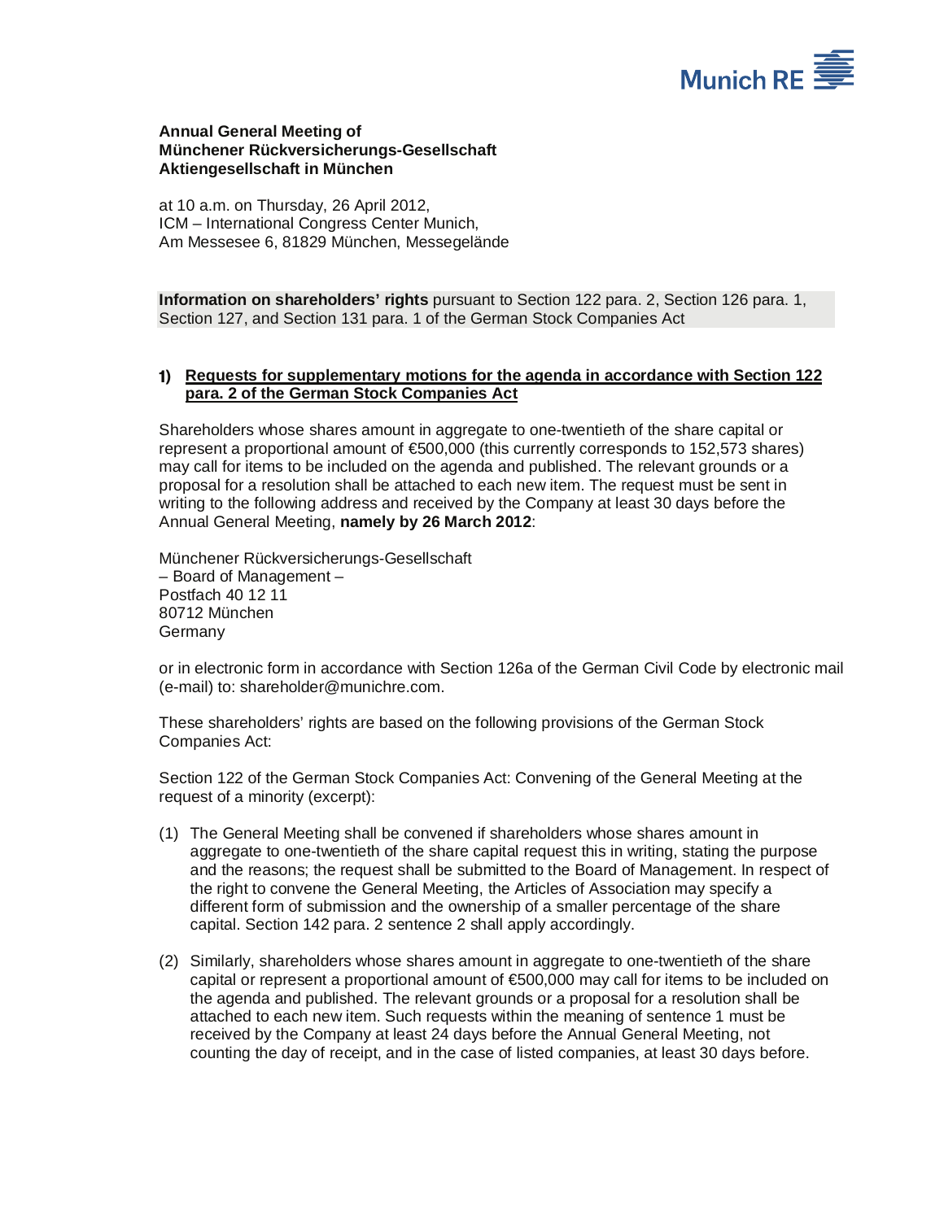**Annual General Meeting of**
**Münchener Rückversicherungs-Gesellschaft**
**Aktiengesellschaft in München**

at 10 a.m. on Thursday, 26 April 2012,
ICM – International Congress Center Munich,
Am Messesee 6, 81829 München, Messegelände

**Information on shareholders' rights** pursuant to Section 122 para. 2, Section 126 para. 1, Section 127, and Section 131 para. 1 of the German Stock Companies Act

## 1) Requests for supplementary motions for the agenda in accordance with Section 122 para. 2 of the German Stock Companies Act

Shareholders whose shares amount in aggregate to one-twentieth of the share capital or represent a proportional amount of €500,000 (this currently corresponds to 152,573 shares) may call for items to be included on the agenda and published. The relevant grounds or a proposal for a resolution shall be attached to each new item. The request must be sent in writing to the following address and received by the Company at least 30 days before the Annual General Meeting, **namely by 26 March 2012**:

Münchener Rückversicherungs-Gesellschaft
– Board of Management –
Postfach 40 12 11
80712 München
Germany

or in electronic form in accordance with Section 126a of the German Civil Code by electronic mail (e-mail) to: shareholder@munichre.com.

These shareholders' rights are based on the following provisions of the German Stock Companies Act:

Section 122 of the German Stock Companies Act: Convening of the General Meeting at the request of a minority (excerpt):

(1) The General Meeting shall be convened if shareholders whose shares amount in aggregate to one-twentieth of the share capital request this in writing, stating the purpose and the reasons; the request shall be submitted to the Board of Management. In respect of the right to convene the General Meeting, the Articles of Association may specify a different form of submission and the ownership of a smaller percentage of the share capital. Section 142 para. 2 sentence 2 shall apply accordingly.

(2) Similarly, shareholders whose shares amount in aggregate to one-twentieth of the share capital or represent a proportional amount of €500,000 may call for items to be included on the agenda and published. The relevant grounds or a proposal for a resolution shall be attached to each new item. Such requests within the meaning of sentence 1 must be received by the Company at least 24 days before the Annual General Meeting, not counting the day of receipt, and in the case of listed companies, at least 30 days before.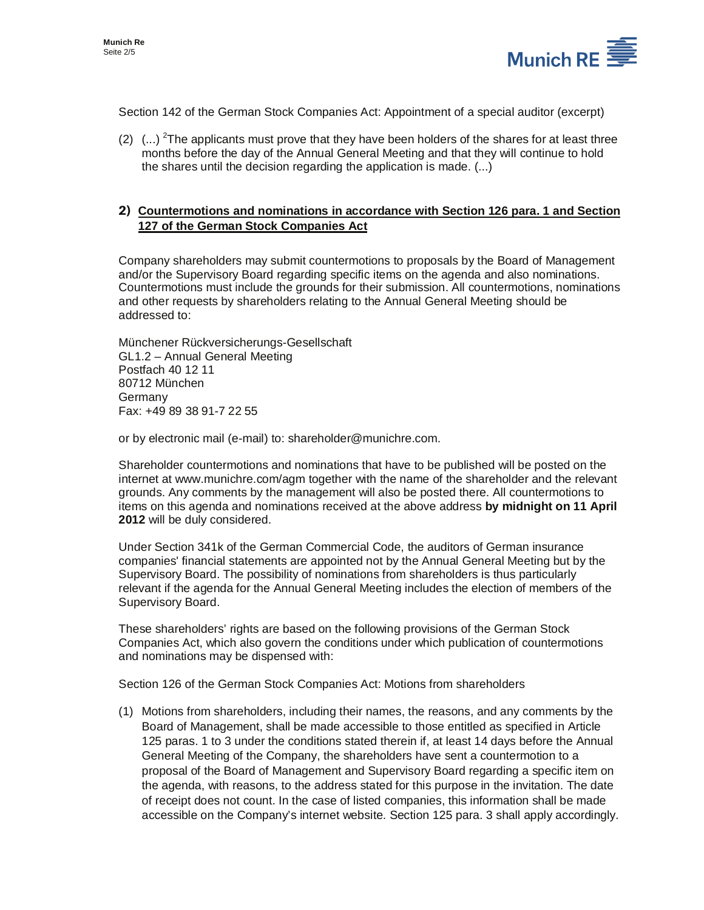Section 142 of the German Stock Companies Act: Appointment of a special auditor (excerpt)

(2) (...) [2]The applicants must prove that they have been holders of the shares for at least three months before the day of the Annual General Meeting and that they will continue to hold the shares until the decision regarding the application is made. (...)

## 2) Countermotions and nominations in accordance with Section 126 para. 1 and Section 127 of the German Stock Companies Act

Company shareholders may submit countermotions to proposals by the Board of Management and/or the Supervisory Board regarding specific items on the agenda and also nominations. Countermotions must include the grounds for their submission. All countermotions, nominations and other requests by shareholders relating to the Annual General Meeting should be addressed to:

Münchener Rückversicherungs-Gesellschaft
GL1.2 – Annual General Meeting
Postfach 40 12 11
80712 München
Germany
Fax: +49 89 38 91-7 22 55

or by electronic mail (e-mail) to: shareholder@munichre.com.

Shareholder countermotions and nominations that have to be published will be posted on the internet at www.munichre.com/agm together with the name of the shareholder and the relevant grounds. Any comments by the management will also be posted there. All countermotions to items on this agenda and nominations received at the above address **by midnight on 11 April 2012** will be duly considered.

Under Section 341k of the German Commercial Code, the auditors of German insurance companies' financial statements are appointed not by the Annual General Meeting but by the Supervisory Board. The possibility of nominations from shareholders is thus particularly relevant if the agenda for the Annual General Meeting includes the election of members of the Supervisory Board.

These shareholders' rights are based on the following provisions of the German Stock Companies Act, which also govern the conditions under which publication of countermotions and nominations may be dispensed with:

Section 126 of the German Stock Companies Act: Motions from shareholders

(1) Motions from shareholders, including their names, the reasons, and any comments by the Board of Management, shall be made accessible to those entitled as specified in Article 125 paras. 1 to 3 under the conditions stated therein if, at least 14 days before the Annual General Meeting of the Company, the shareholders have sent a countermotion to a proposal of the Board of Management and Supervisory Board regarding a specific item on the agenda, with reasons, to the address stated for this purpose in the invitation. The date of receipt does not count. In the case of listed companies, this information shall be made accessible on the Company's internet website. Section 125 para. 3 shall apply accordingly.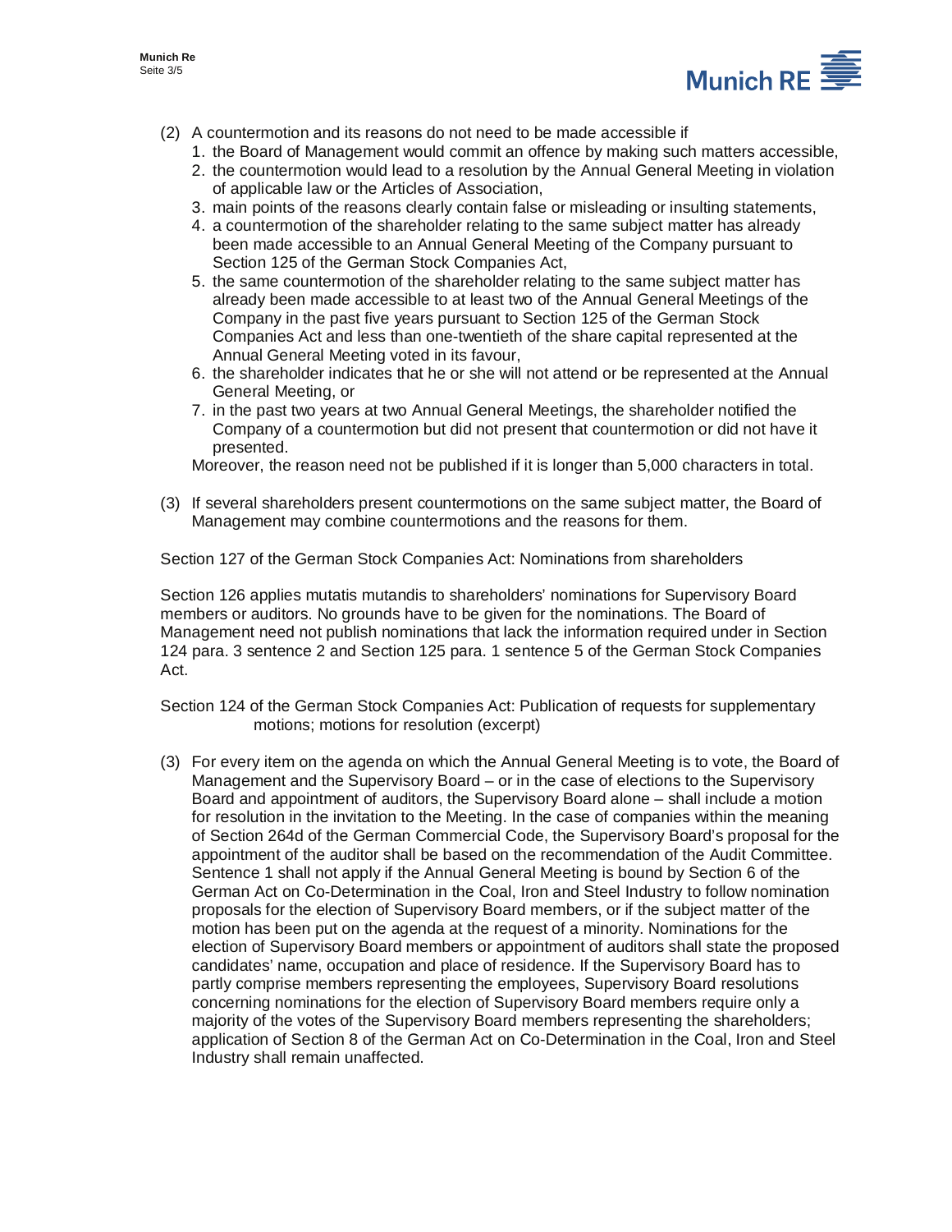(2) A countermotion and its reasons do not need to be made accessible if
   1. the Board of Management would commit an offence by making such matters accessible,
   2. the countermotion would lead to a resolution by the Annual General Meeting in violation of applicable law or the Articles of Association,
   3. main points of the reasons clearly contain false or misleading or insulting statements,
   4. a countermotion of the shareholder relating to the same subject matter has already been made accessible to an Annual General Meeting of the Company pursuant to Section 125 of the German Stock Companies Act,
   5. the same countermotion of the shareholder relating to the same subject matter has already been made accessible to at least two of the Annual General Meetings of the Company in the past five years pursuant to Section 125 of the German Stock Companies Act and less than one-twentieth of the share capital represented at the Annual General Meeting voted in its favour,
   6. the shareholder indicates that he or she will not attend or be represented at the Annual General Meeting, or
   7. in the past two years at two Annual General Meetings, the shareholder notified the Company of a countermotion but did not present that countermotion or did not have it presented.

   Moreover, the reason need not be published if it is longer than 5,000 characters in total.

(3) If several shareholders present countermotions on the same subject matter, the Board of Management may combine countermotions and the reasons for them.

Section 127 of the German Stock Companies Act: Nominations from shareholders

Section 126 applies mutatis mutandis to shareholders' nominations for Supervisory Board members or auditors. No grounds have to be given for the nominations. The Board of Management need not publish nominations that lack the information required under in Section 124 para. 3 sentence 2 and Section 125 para. 1 sentence 5 of the German Stock Companies Act.

Section 124 of the German Stock Companies Act: Publication of requests for supplementary motions; motions for resolution (excerpt)

(3) For every item on the agenda on which the Annual General Meeting is to vote, the Board of Management and the Supervisory Board – or in the case of elections to the Supervisory Board and appointment of auditors, the Supervisory Board alone – shall include a motion for resolution in the invitation to the Meeting. In the case of companies within the meaning of Section 264d of the German Commercial Code, the Supervisory Board's proposal for the appointment of the auditor shall be based on the recommendation of the Audit Committee. Sentence 1 shall not apply if the Annual General Meeting is bound by Section 6 of the German Act on Co-Determination in the Coal, Iron and Steel Industry to follow nomination proposals for the election of Supervisory Board members, or if the subject matter of the motion has been put on the agenda at the request of a minority. Nominations for the election of Supervisory Board members or appointment of auditors shall state the proposed candidates' name, occupation and place of residence. If the Supervisory Board has to partly comprise members representing the employees, Supervisory Board resolutions concerning nominations for the election of Supervisory Board members require only a majority of the votes of the Supervisory Board members representing the shareholders; application of Section 8 of the German Act on Co-Determination in the Coal, Iron and Steel Industry shall remain unaffected.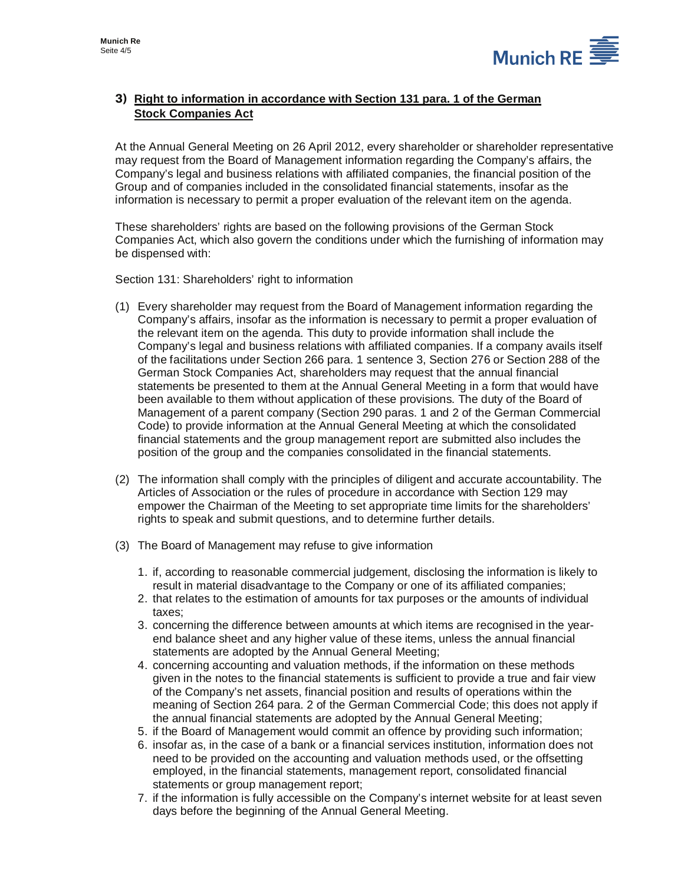## 3) Right to information in accordance with Section 131 para. 1 of the German Stock Companies Act

At the Annual General Meeting on 26 April 2012, every shareholder or shareholder representative may request from the Board of Management information regarding the Company's affairs, the Company's legal and business relations with affiliated companies, the financial position of the Group and of companies included in the consolidated financial statements, insofar as the information is necessary to permit a proper evaluation of the relevant item on the agenda.

These shareholders' rights are based on the following provisions of the German Stock Companies Act, which also govern the conditions under which the furnishing of information may be dispensed with:

Section 131: Shareholders' right to information

(1) Every shareholder may request from the Board of Management information regarding the Company's affairs, insofar as the information is necessary to permit a proper evaluation of the relevant item on the agenda. This duty to provide information shall include the Company's legal and business relations with affiliated companies. If a company avails itself of the facilitations under Section 266 para. 1 sentence 3, Section 276 or Section 288 of the German Stock Companies Act, shareholders may request that the annual financial statements be presented to them at the Annual General Meeting in a form that would have been available to them without application of these provisions. The duty of the Board of Management of a parent company (Section 290 paras. 1 and 2 of the German Commercial Code) to provide information at the Annual General Meeting at which the consolidated financial statements and the group management report are submitted also includes the position of the group and the companies consolidated in the financial statements.

(2) The information shall comply with the principles of diligent and accurate accountability. The Articles of Association or the rules of procedure in accordance with Section 129 may empower the Chairman of the Meeting to set appropriate time limits for the shareholders' rights to speak and submit questions, and to determine further details.

(3) The Board of Management may refuse to give information

1. if, according to reasonable commercial judgement, disclosing the information is likely to result in material disadvantage to the Company or one of its affiliated companies;
2. that relates to the estimation of amounts for tax purposes or the amounts of individual taxes;
3. concerning the difference between amounts at which items are recognised in the year-end balance sheet and any higher value of these items, unless the annual financial statements are adopted by the Annual General Meeting;
4. concerning accounting and valuation methods, if the information on these methods given in the notes to the financial statements is sufficient to provide a true and fair view of the Company's net assets, financial position and results of operations within the meaning of Section 264 para. 2 of the German Commercial Code; this does not apply if the annual financial statements are adopted by the Annual General Meeting;
5. if the Board of Management would commit an offence by providing such information;
6. insofar as, in the case of a bank or a financial services institution, information does not need to be provided on the accounting and valuation methods used, or the offsetting employed, in the financial statements, management report, consolidated financial statements or group management report;
7. if the information is fully accessible on the Company's internet website for at least seven days before the beginning of the Annual General Meeting.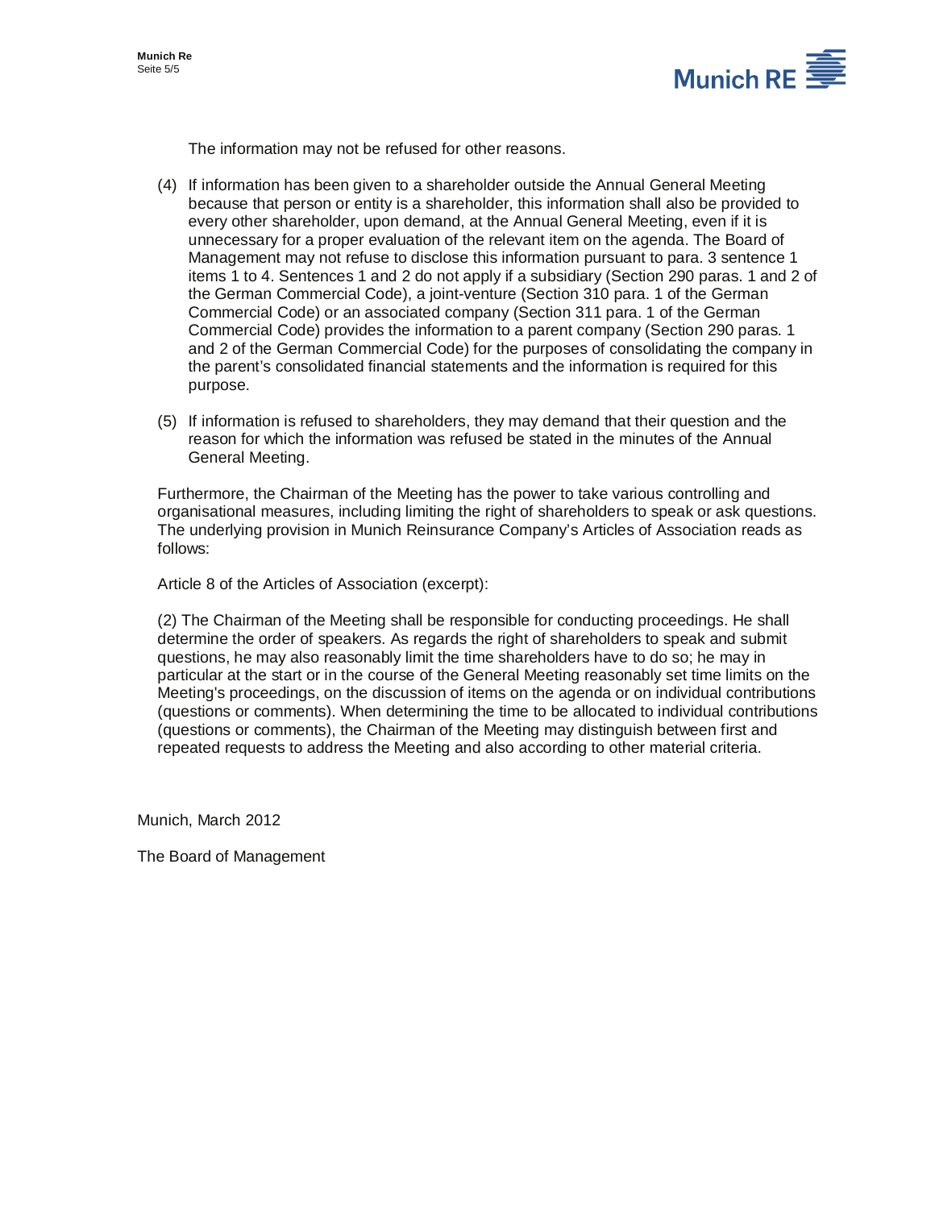The information may not be refused for other reasons.

(4) If information has been given to a shareholder outside the Annual General Meeting because that person or entity is a shareholder, this information shall also be provided to every other shareholder, upon demand, at the Annual General Meeting, even if it is unnecessary for a proper evaluation of the relevant item on the agenda. The Board of Management may not refuse to disclose this information pursuant to para. 3 sentence 1 items 1 to 4. Sentences 1 and 2 do not apply if a subsidiary (Section 290 paras. 1 and 2 of the German Commercial Code), a joint-venture (Section 310 para. 1 of the German Commercial Code) or an associated company (Section 311 para. 1 of the German Commercial Code) provides the information to a parent company (Section 290 paras. 1 and 2 of the German Commercial Code) for the purposes of consolidating the company in the parent's consolidated financial statements and the information is required for this purpose.

(5) If information is refused to shareholders, they may demand that their question and the reason for which the information was refused be stated in the minutes of the Annual General Meeting.

Furthermore, the Chairman of the Meeting has the power to take various controlling and organisational measures, including limiting the right of shareholders to speak or ask questions. The underlying provision in Munich Reinsurance Company's Articles of Association reads as follows:

Article 8 of the Articles of Association (excerpt):

(2) The Chairman of the Meeting shall be responsible for conducting proceedings. He shall determine the order of speakers. As regards the right of shareholders to speak and submit questions, he may also reasonably limit the time shareholders have to do so; he may in particular at the start or in the course of the General Meeting reasonably set time limits on the Meeting's proceedings, on the discussion of items on the agenda or on individual contributions (questions or comments). When determining the time to be allocated to individual contributions (questions or comments), the Chairman of the Meeting may distinguish between first and repeated requests to address the Meeting and also according to other material criteria.

Munich, March 2012

The Board of Management